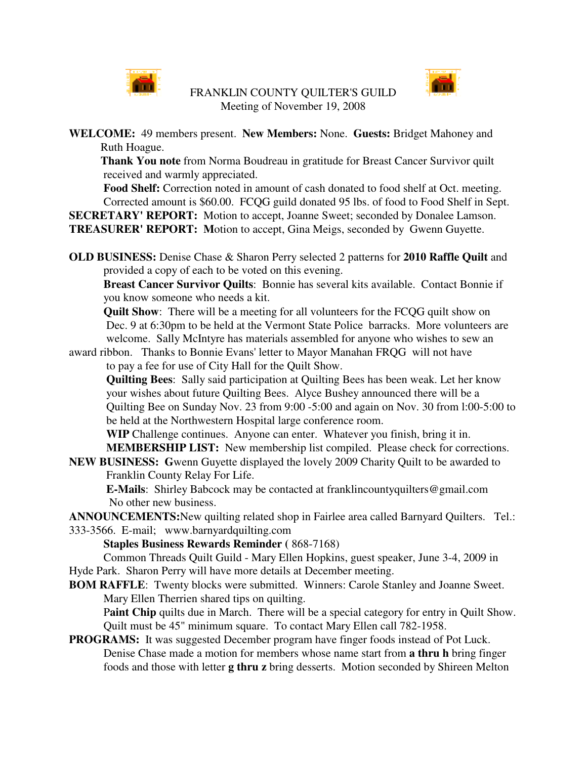FRANKLIN COUNTY QUILTER'S GUILD
Meeting of November 19, 2008

**WELCOME:** 49 members present. **New Members:** None. **Guests:** Bridget Mahoney and Ruth Hoague.

**Thank You note** from Norma Boudreau in gratitude for Breast Cancer Survivor quilt received and warmly appreciated.

**Food Shelf:** Correction noted in amount of cash donated to food shelf at Oct. meeting. Corrected amount is $60.00. FCQG guild donated 95 lbs. of food to Food Shelf in Sept.

**SECRETARY' REPORT:** Motion to accept, Joanne Sweet; seconded by Donalee Lamson.

**TREASURER' REPORT:** **M**otion to accept, Gina Meigs, seconded by Gwenn Guyette.

**OLD BUSINESS:** Denise Chase & Sharon Perry selected 2 patterns for **2010 Raffle Quilt** and provided a copy of each to be voted on this evening.

**Breast Cancer Survivor Quilts**: Bonnie has several kits available. Contact Bonnie if you know someone who needs a kit.

**Quilt Show**: There will be a meeting for all volunteers for the FCQG quilt show on Dec. 9 at 6:30pm to be held at the Vermont State Police barracks. More volunteers are welcome. Sally McIntyre has materials assembled for anyone who wishes to sew an award ribbon. Thanks to Bonnie Evans' letter to Mayor Manahan FRQG will not have to pay a fee for use of City Hall for the Quilt Show.

**Quilting Bees**: Sally said participation at Quilting Bees has been weak. Let her know your wishes about future Quilting Bees. Alyce Bushey announced there will be a Quilting Bee on Sunday Nov. 23 from 9:00 -5:00 and again on Nov. 30 from l:00-5:00 to be held at the Northwestern Hospital large conference room.

**WIP** Challenge continues. Anyone can enter. Whatever you finish, bring it in.

**MEMBERSHIP LIST:** New membership list compiled. Please check for corrections.

**NEW BUSINESS:** **G**wenn Guyette displayed the lovely 2009 Charity Quilt to be awarded to Franklin County Relay For Life.

**E-Mails**: Shirley Babcock may be contacted at franklincountyquilters@gmail.com

No other new business.

**ANNOUNCEMENTS:**New quilting related shop in Fairlee area called Barnyard Quilters. Tel.: 333-3566. E-mail; www.barnyardquilting.com

**Staples Business Rewards Reminder** ( 868-7168)

Common Threads Quilt Guild - Mary Ellen Hopkins, guest speaker, June 3-4, 2009 in Hyde Park. Sharon Perry will have more details at December meeting.

**BOM RAFFLE**: Twenty blocks were submitted. Winners: Carole Stanley and Joanne Sweet. Mary Ellen Therrien shared tips on quilting.

P**aint Chip** quilts due in March. There will be a special category for entry in Quilt Show. Quilt must be 45" minimum square. To contact Mary Ellen call 782-1958.

**PROGRAMS:** It was suggested December program have finger foods instead of Pot Luck. Denise Chase made a motion for members whose name start from **a thru h** bring finger foods and those with letter **g thru z** bring desserts. Motion seconded by Shireen Melton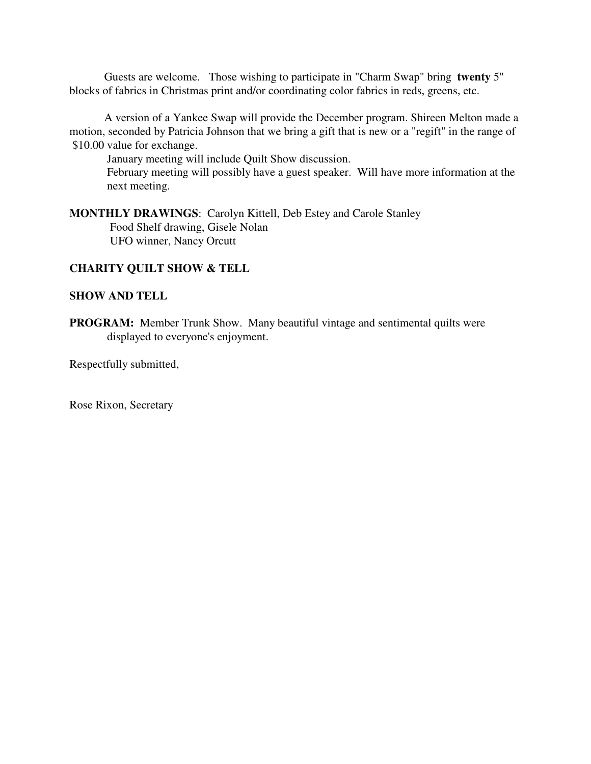Guests are welcome. Those wishing to participate in "Charm Swap" bring **twenty** 5" blocks of fabrics in Christmas print and/or coordinating color fabrics in reds, greens, etc.

A version of a Yankee Swap will provide the December program. Shireen Melton made a motion, seconded by Patricia Johnson that we bring a gift that is new or a "regift" in the range of $10.00 value for exchange.

January meeting will include Quilt Show discussion.

February meeting will possibly have a guest speaker. Will have more information at the next meeting.

**MONTHLY DRAWINGS**: Carolyn Kittell, Deb Estey and Carole Stanley
Food Shelf drawing, Gisele Nolan
UFO winner, Nancy Orcutt

**CHARITY QUILT SHOW & TELL**

**SHOW AND TELL**

**PROGRAM:** Member Trunk Show. Many beautiful vintage and sentimental quilts were displayed to everyone's enjoyment.

Respectfully submitted,

Rose Rixon, Secretary